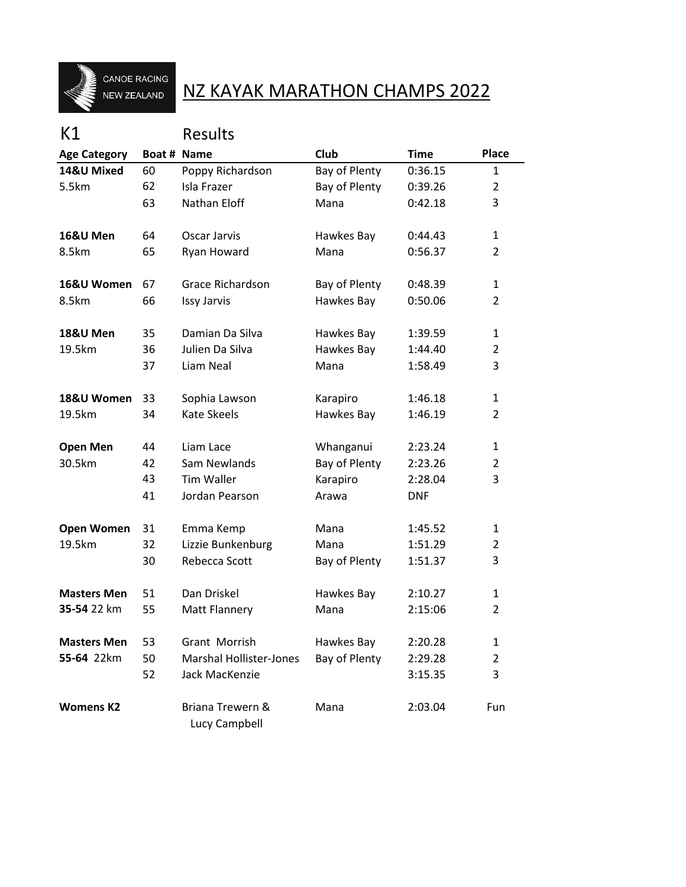CANOE RACING NEW ZEALAND

# NZ KAYAK MARATHON CHAMPS 2022

## K1 Results

| Age Category | Boat # | Name | Club | Time | Place |
|---|---|---|---|---|---|
| **14&U Mixed** | 60 | Poppy Richardson | Bay of Plenty | 0:36.15 | 1 |
| 5.5km | 62 | Isla Frazer | Bay of Plenty | 0:39.26 | 2 |
| | 63 | Nathan Eloff | Mana | 0:42.18 | 3 |
| | | | | | |
| **16&U Men** | 64 | Oscar Jarvis | Hawkes Bay | 0:44.43 | 1 |
| 8.5km | 65 | Ryan Howard | Mana | 0:56.37 | 2 |
| | | | | | |
| **16&U Women** | 67 | Grace Richardson | Bay of Plenty | 0:48.39 | 1 |
| 8.5km | 66 | Issy Jarvis | Hawkes Bay | 0:50.06 | 2 |
| | | | | | |
| **18&U Men** | 35 | Damian Da Silva | Hawkes Bay | 1:39.59 | 1 |
| 19.5km | 36 | Julien Da Silva | Hawkes Bay | 1:44.40 | 2 |
| | 37 | Liam Neal | Mana | 1:58.49 | 3 |
| | | | | | |
| **18&U Women** | 33 | Sophia Lawson | Karapiro | 1:46.18 | 1 |
| 19.5km | 34 | Kate Skeels | Hawkes Bay | 1:46.19 | 2 |
| | | | | | |
| **Open Men** | 44 | Liam Lace | Whanganui | 2:23.24 | 1 |
| 30.5km | 42 | Sam Newlands | Bay of Plenty | 2:23.26 | 2 |
| | 43 | Tim Waller | Karapiro | 2:28.04 | 3 |
| | 41 | Jordan Pearson | Arawa | DNF | |
| | | | | | |
| **Open Women** | 31 | Emma Kemp | Mana | 1:45.52 | 1 |
| 19.5km | 32 | Lizzie Bunkenburg | Mana | 1:51.29 | 2 |
| | 30 | Rebecca Scott | Bay of Plenty | 1:51.37 | 3 |
| | | | | | |
| **Masters Men** | 51 | Dan Driskel | Hawkes Bay | 2:10.27 | 1 |
| **35-54** 22 km | 55 | Matt Flannery | Mana | 2:15.06 | 2 |
| | | | | | |
| **Masters Men** | 53 | Grant Morrish | Hawkes Bay | 2:20.28 | 1 |
| **55-64** 22km | 50 | Marshal Hollister-Jones | Bay of Plenty | 2:29.28 | 2 |
| | 52 | Jack MacKenzie | | 3:15.35 | 3 |
| | | | | | |
| **Womens K2** | | Briana Trewern & Lucy Campbell | Mana | 2:03.04 | Fun |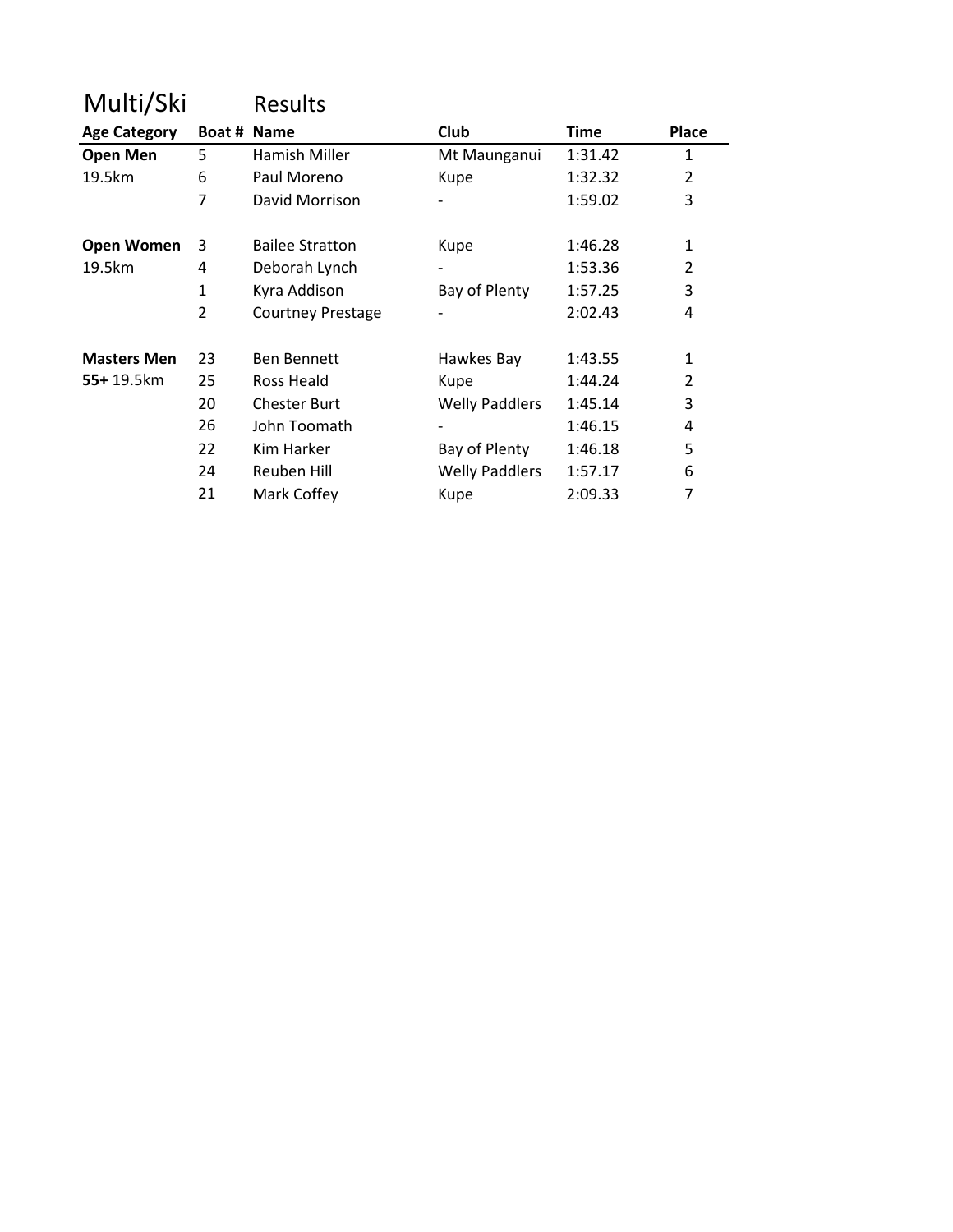# Multi/Ski Results

| Age Category | Boat # | Name | Club | Time | Place |
|---|---|---|---|---|---|
| **Open Men** | 5 | Hamish Miller | Mt Maunganui | 1:31.42 | 1 |
| 19.5km | 6 | Paul Moreno | Kupe | 1:32.32 | 2 |
| | 7 | David Morrison | - | 1:59.02 | 3 |
| | | | | | |
| **Open Women** | 3 | Bailee Stratton | Kupe | 1:46.28 | 1 |
| 19.5km | 4 | Deborah Lynch | - | 1:53.36 | 2 |
| | 1 | Kyra Addison | Bay of Plenty | 1:57.25 | 3 |
| | 2 | Courtney Prestage | - | 2:02.43 | 4 |
| | | | | | |
| **Masters Men** | 23 | Ben Bennett | Hawkes Bay | 1:43.55 | 1 |
| **55+** 19.5km | 25 | Ross Heald | Kupe | 1:44.24 | 2 |
| | 20 | Chester Burt | Welly Paddlers | 1:45.14 | 3 |
| | 26 | John Toomath | - | 1:46.15 | 4 |
| | 22 | Kim Harker | Bay of Plenty | 1:46.18 | 5 |
| | 24 | Reuben Hill | Welly Paddlers | 1:57.17 | 6 |
| | 21 | Mark Coffey | Kupe | 2:09.33 | 7 |